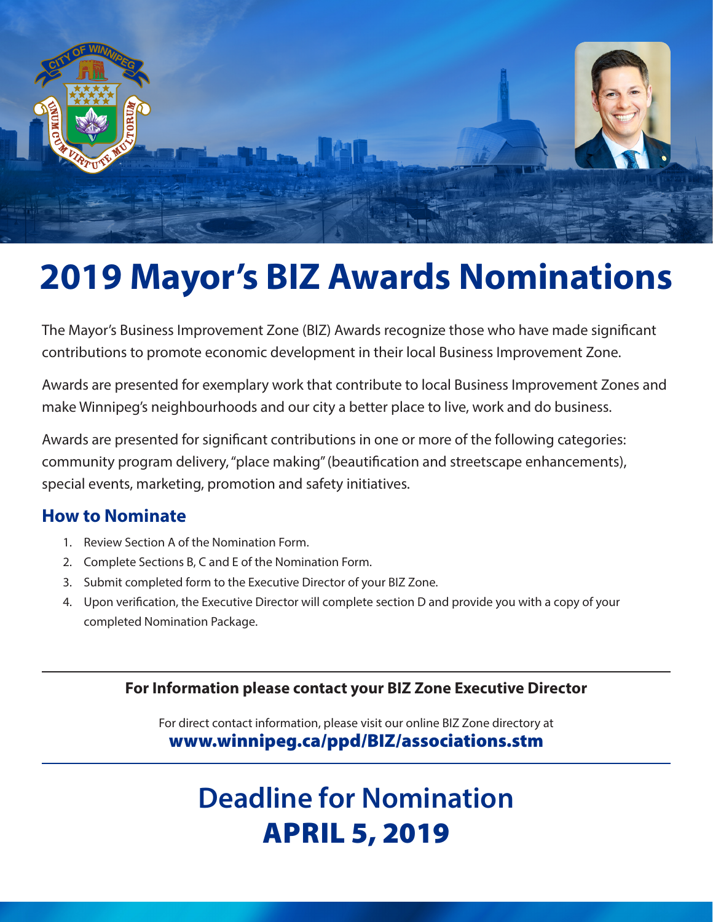# 2019 Mayor's BIZ Awards Nominations

The Mayor's Business Improvement Zone (BIZ) Awards recognize those who have made significant contributions to promote economic development in their local Business Improvement Zone.

Awards are presented for exemplary work that contribute to local Business Improvement Zones and make Winnipeg's neighbourhoods and our city a better place to live, work and do business.

Awards are presented for significant contributions in one or more of the following categories: community program delivery, "place making" (beautification and streetscape enhancements), special events, marketing, promotion and safety initiatives.

## How to Nominate

1. Review Section A of the Nomination Form.
2. Complete Sections B, C and E of the Nomination Form.
3. Submit completed form to the Executive Director of your BIZ Zone.
4. Upon verification, the Executive Director will complete section D and provide you with a copy of your completed Nomination Package.

---

**For Information please contact your BIZ Zone Executive Director**

For direct contact information, please visit our online BIZ Zone directory at
**www.winnipeg.ca/ppd/BIZ/associations.stm**

---

## Deadline for Nomination
## APRIL 5, 2019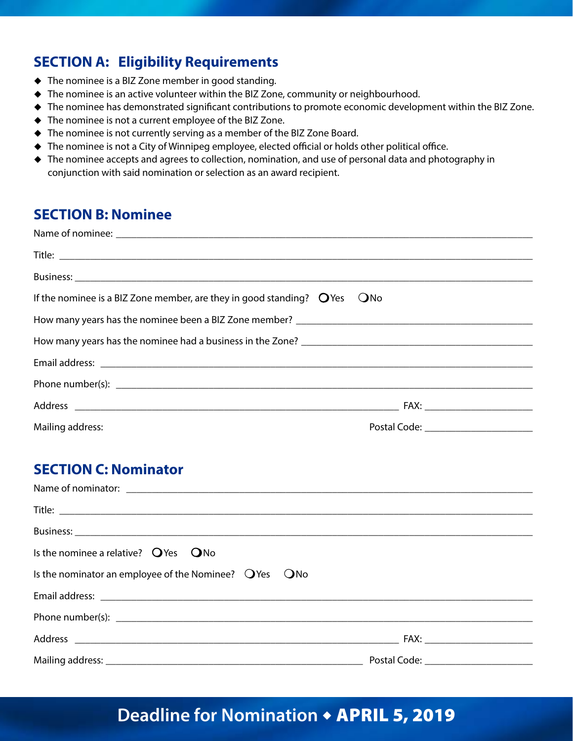## SECTION A: Eligibility Requirements

- The nominee is a BIZ Zone member in good standing.
- The nominee is an active volunteer within the BIZ Zone, community or neighbourhood.
- The nominee has demonstrated significant contributions to promote economic development within the BIZ Zone.
- The nominee is not a current employee of the BIZ Zone.
- The nominee is not currently serving as a member of the BIZ Zone Board.
- The nominee is not a City of Winnipeg employee, elected official or holds other political office.
- The nominee accepts and agrees to collection, nomination, and use of personal data and photography in conjunction with said nomination or selection as an award recipient.

## SECTION B: Nominee

Name of nominee: ______________________________

Title: ______________________________

Business: ______________________________

If the nominee is a BIZ Zone member, are they in good standing? ○ Yes ○ No

How many years has the nominee been a BIZ Zone member? ______________________________

How many years has the nominee had a business in the Zone? ______________________________

Email address: ______________________________

Phone number(s): ______________________________

Address ______________________________ FAX: ____________

Mailing address: Postal Code: ____________

## SECTION C: Nominator

Name of nominator: ______________________________

Title: ______________________________

Business: ______________________________

Is the nominee a relative? ○ Yes ○ No

Is the nominator an employee of the Nominee? ○ Yes ○ No

Email address: ______________________________

Phone number(s): ______________________________

Address ______________________________ FAX: ____________

Mailing address: ______________________________ Postal Code: ____________

**Deadline for Nomination ◆ APRIL 5, 2019**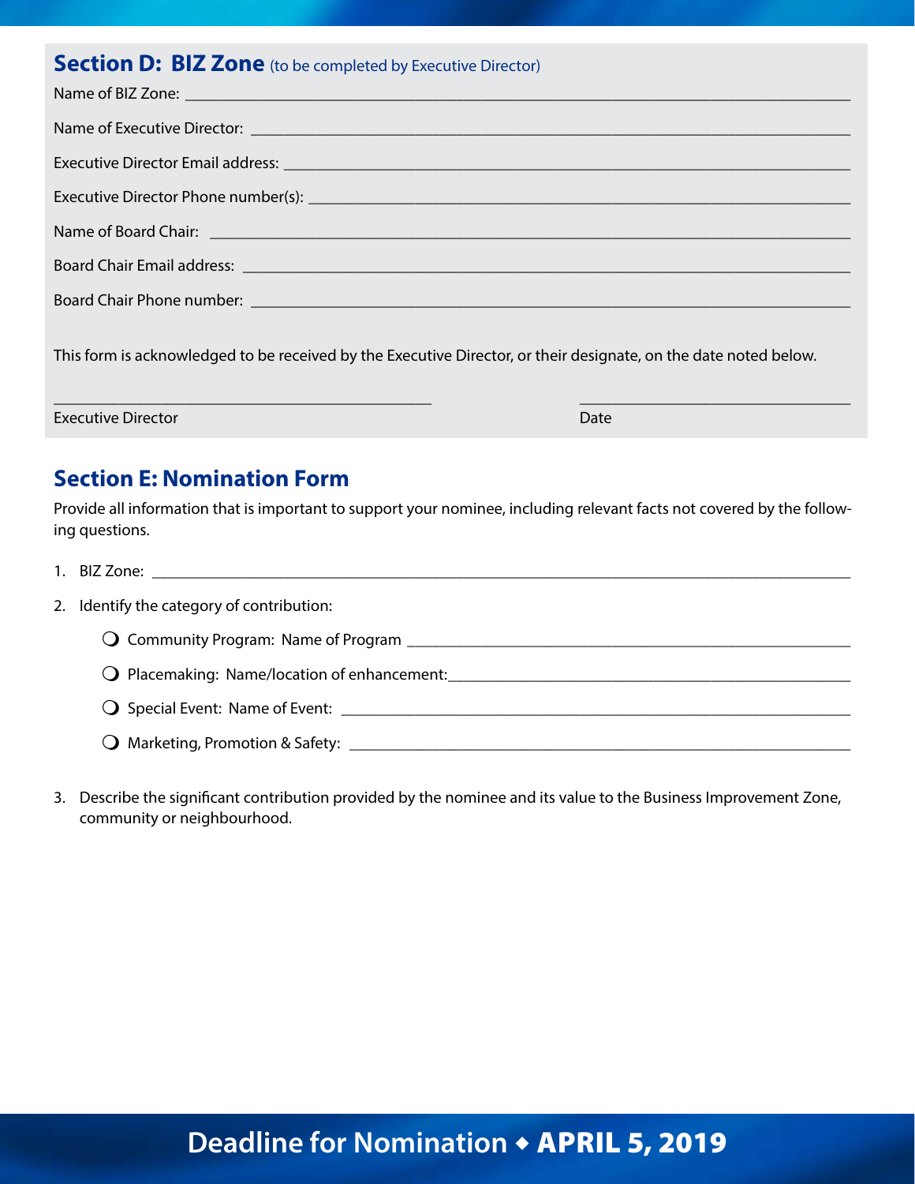## Section D: BIZ Zone (to be completed by Executive Director)

Name of BIZ Zone: ______________________________________________

Name of Executive Director: ______________________________________________

Executive Director Email address: ______________________________________________

Executive Director Phone number(s): ______________________________________________

Name of Board Chair: ______________________________________________

Board Chair Email address: ______________________________________________

Board Chair Phone number: ______________________________________________

This form is acknowledged to be received by the Executive Director, or their designate, on the date noted below.

______________________________ ______________________

Executive Director Date

## Section E: Nomination Form

Provide all information that is important to support your nominee, including relevant facts not covered by the following questions.

1. BIZ Zone: ______________________________________________

2. Identify the category of contribution:

   - ❍ Community Program: Name of Program ______________________________
   - ❍ Placemaking: Name/location of enhancement:______________________________
   - ❍ Special Event: Name of Event: ______________________________
   - ❍ Marketing, Promotion & Safety: ______________________________

3. Describe the significant contribution provided by the nominee and its value to the Business Improvement Zone, community or neighbourhood.

**Deadline for Nomination ◆ APRIL 5, 2019**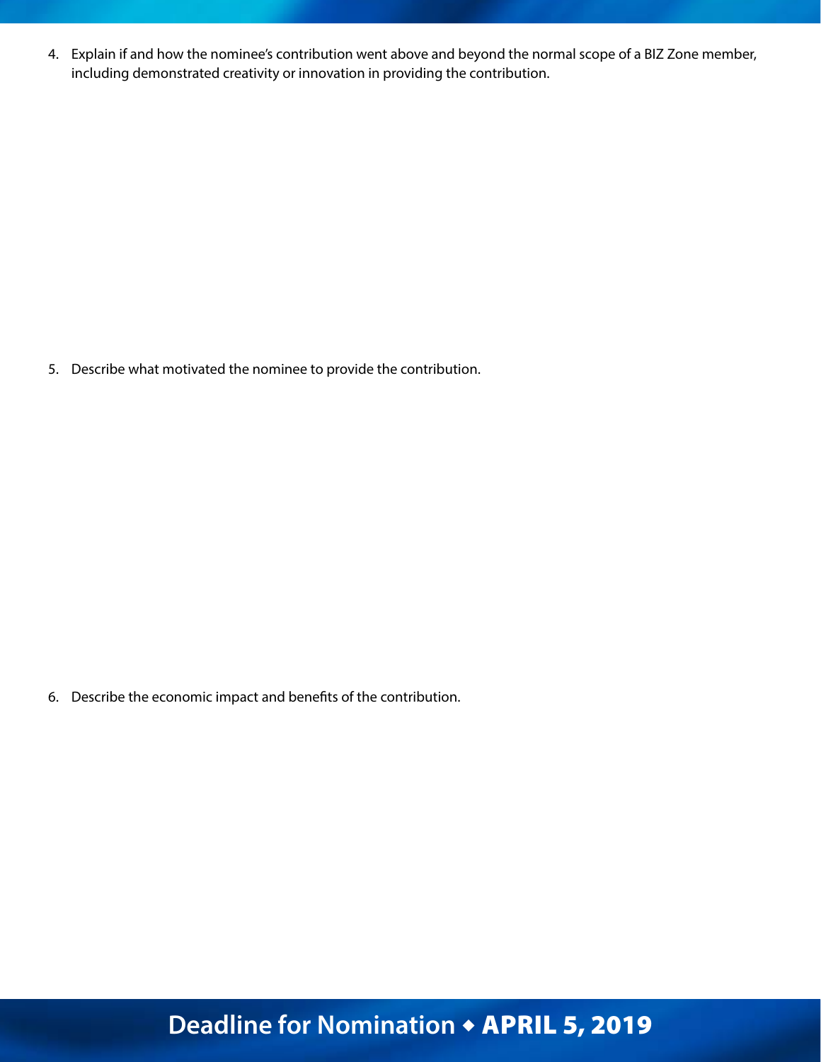4. Explain if and how the nominee's contribution went above and beyond the normal scope of a BIZ Zone member, including demonstrated creativity or innovation in providing the contribution.

5. Describe what motivated the nominee to provide the contribution.

6. Describe the economic impact and benefits of the contribution.

**Deadline for Nomination ◆ APRIL 5, 2019**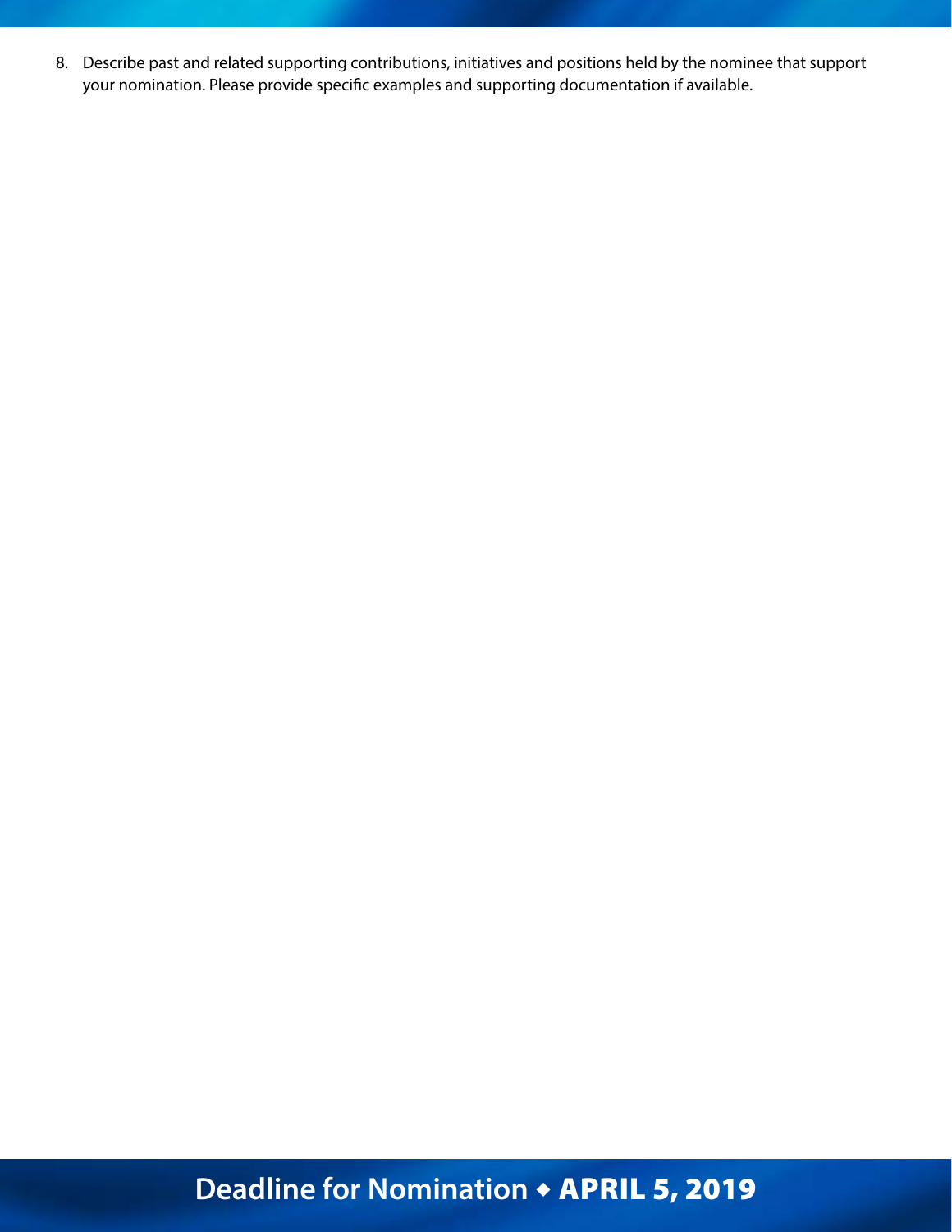8. Describe past and related supporting contributions, initiatives and positions held by the nominee that support your nomination. Please provide specific examples and supporting documentation if available.

**Deadline for Nomination ◆ APRIL 5, 2019**